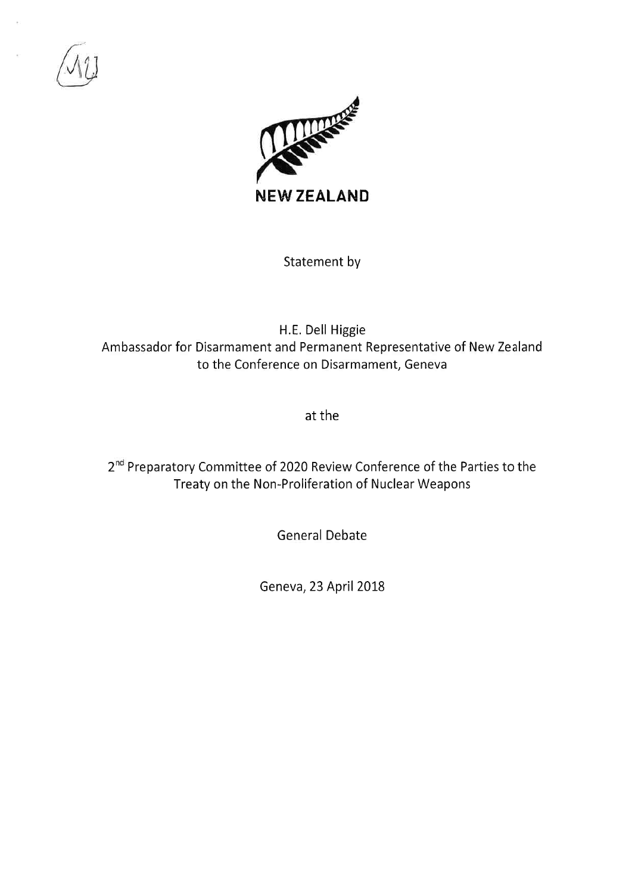NEW ZEALAND

Statement by

H.E. Dell Higgie
Ambassador for Disarmament and Permanent Representative of New Zealand to the Conference on Disarmament, Geneva

at the

2nd Preparatory Committee of 2020 Review Conference of the Parties to the Treaty on the Non-Proliferation of Nuclear Weapons

General Debate

Geneva, 23 April 2018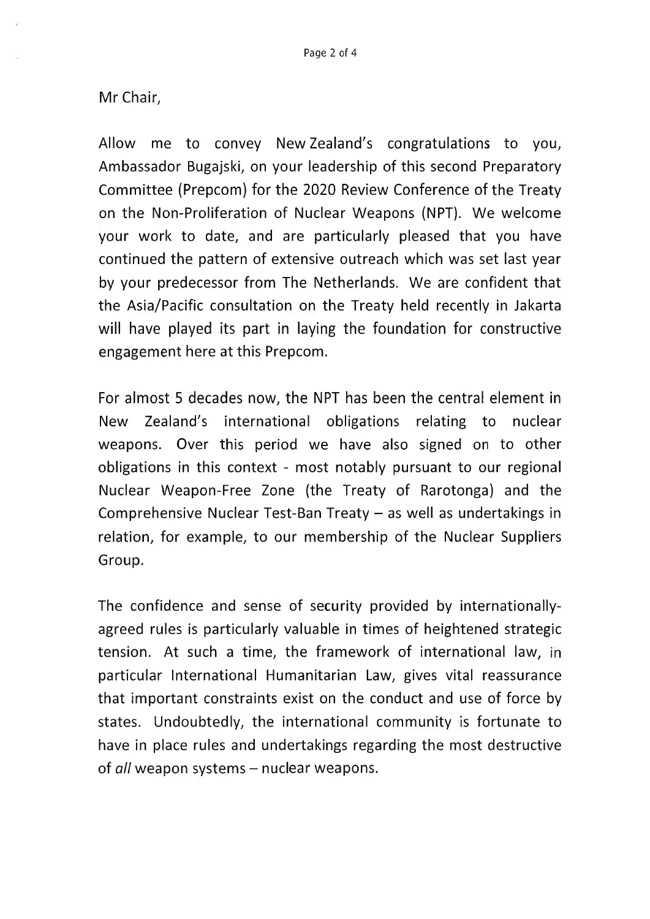Mr Chair,

Allow me to convey New Zealand's congratulations to you, Ambassador Bugajski, on your leadership of this second Preparatory Committee (Prepcom) for the 2020 Review Conference of the Treaty on the Non-Proliferation of Nuclear Weapons (NPT). We welcome your work to date, and are particularly pleased that you have continued the pattern of extensive outreach which was set last year by your predecessor from The Netherlands. We are confident that the Asia/Pacific consultation on the Treaty held recently in Jakarta will have played its part in laying the foundation for constructive engagement here at this Prepcom.

For almost 5 decades now, the NPT has been the central element in New Zealand's international obligations relating to nuclear weapons. Over this period we have also signed on to other obligations in this context - most notably pursuant to our regional Nuclear Weapon-Free Zone (the Treaty of Rarotonga) and the Comprehensive Nuclear Test-Ban Treaty – as well as undertakings in relation, for example, to our membership of the Nuclear Suppliers Group.

The confidence and sense of security provided by internationally-agreed rules is particularly valuable in times of heightened strategic tension. At such a time, the framework of international law, in particular International Humanitarian Law, gives vital reassurance that important constraints exist on the conduct and use of force by states. Undoubtedly, the international community is fortunate to have in place rules and undertakings regarding the most destructive of *all* weapon systems – nuclear weapons.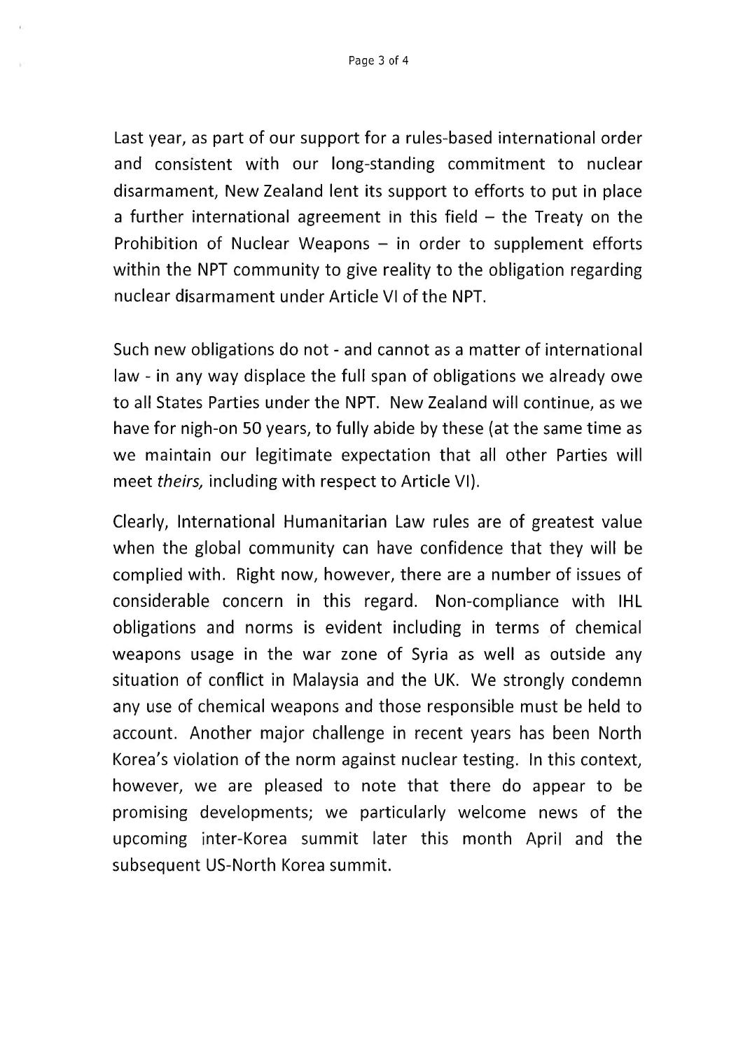Last year, as part of our support for a rules-based international order and consistent with our long-standing commitment to nuclear disarmament, New Zealand lent its support to efforts to put in place a further international agreement in this field – the Treaty on the Prohibition of Nuclear Weapons – in order to supplement efforts within the NPT community to give reality to the obligation regarding nuclear disarmament under Article VI of the NPT.

Such new obligations do not - and cannot as a matter of international law - in any way displace the full span of obligations we already owe to all States Parties under the NPT. New Zealand will continue, as we have for nigh-on 50 years, to fully abide by these (at the same time as we maintain our legitimate expectation that all other Parties will meet *theirs,* including with respect to Article VI).

Clearly, International Humanitarian Law rules are of greatest value when the global community can have confidence that they will be complied with. Right now, however, there are a number of issues of considerable concern in this regard. Non-compliance with IHL obligations and norms is evident including in terms of chemical weapons usage in the war zone of Syria as well as outside any situation of conflict in Malaysia and the UK. We strongly condemn any use of chemical weapons and those responsible must be held to account. Another major challenge in recent years has been North Korea's violation of the norm against nuclear testing. In this context, however, we are pleased to note that there do appear to be promising developments; we particularly welcome news of the upcoming inter-Korea summit later this month April and the subsequent US-North Korea summit.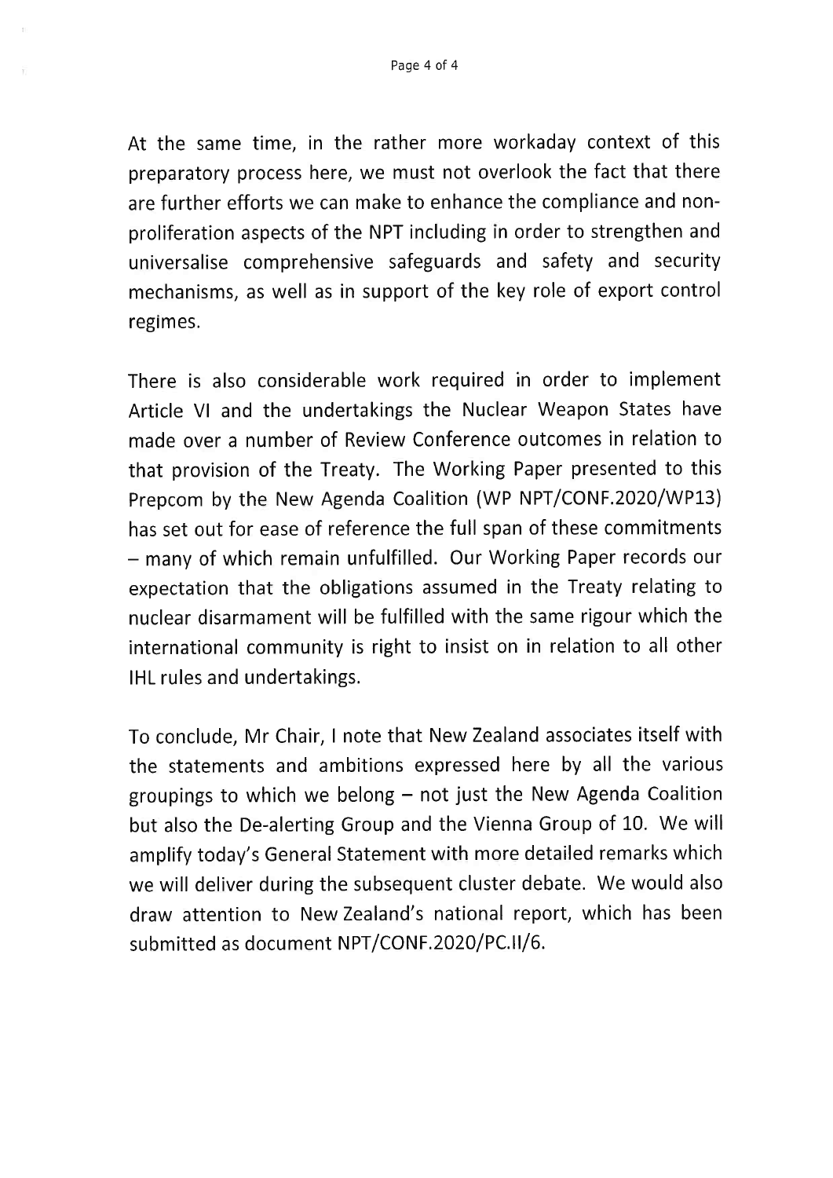At the same time, in the rather more workaday context of this preparatory process here, we must not overlook the fact that there are further efforts we can make to enhance the compliance and non-proliferation aspects of the NPT including in order to strengthen and universalise comprehensive safeguards and safety and security mechanisms, as well as in support of the key role of export control regimes.

There is also considerable work required in order to implement Article VI and the undertakings the Nuclear Weapon States have made over a number of Review Conference outcomes in relation to that provision of the Treaty. The Working Paper presented to this Prepcom by the New Agenda Coalition (WP NPT/CONF.2020/WP13) has set out for ease of reference the full span of these commitments – many of which remain unfulfilled. Our Working Paper records our expectation that the obligations assumed in the Treaty relating to nuclear disarmament will be fulfilled with the same rigour which the international community is right to insist on in relation to all other IHL rules and undertakings.

To conclude, Mr Chair, I note that New Zealand associates itself with the statements and ambitions expressed here by all the various groupings to which we belong – not just the New Agenda Coalition but also the De-alerting Group and the Vienna Group of 10. We will amplify today's General Statement with more detailed remarks which we will deliver during the subsequent cluster debate. We would also draw attention to New Zealand's national report, which has been submitted as document NPT/CONF.2020/PC.II/6.